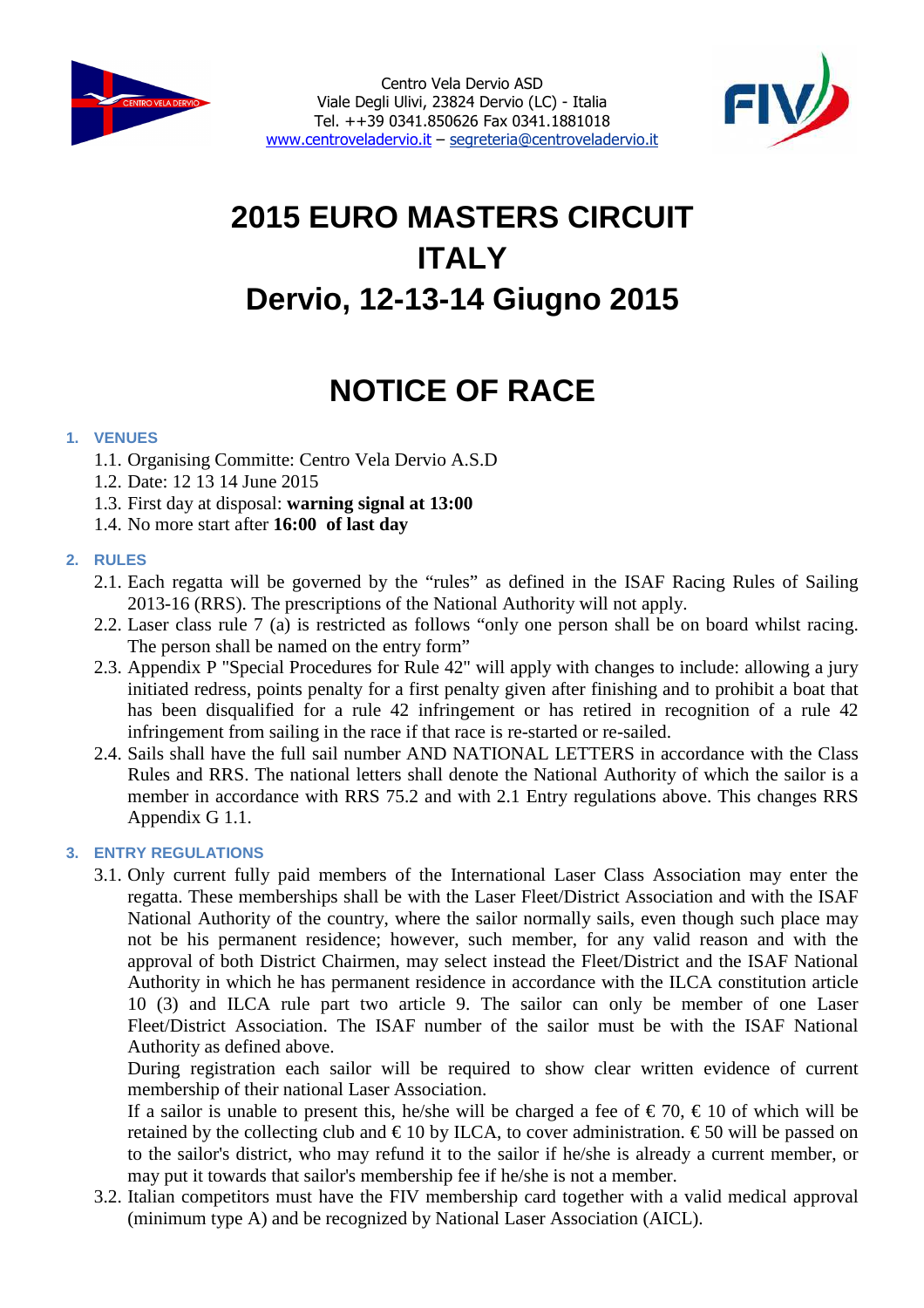Centro Vela Dervio ASD
Viale Degli Ulivi, 23824 Dervio (LC) - Italia
Tel. ++39 0341.850626 Fax 0341.1881018
www.centroveladervio.it – segreteria@centroveladervio.it

# 2015 EURO MASTERS CIRCUIT
# ITALY
# Dervio, 12-13-14 Giugno 2015

# NOTICE OF RACE

## 1. VENUES

1.1. Organising Committe: Centro Vela Dervio A.S.D
1.2. Date: 12 13 14 June 2015
1.3. First day at disposal: **warning signal at 13:00**
1.4. No more start after **16:00 of last day**

## 2. RULES

2.1. Each regatta will be governed by the "rules" as defined in the ISAF Racing Rules of Sailing 2013-16 (RRS). The prescriptions of the National Authority will not apply.
2.2. Laser class rule 7 (a) is restricted as follows "only one person shall be on board whilst racing. The person shall be named on the entry form"
2.3. Appendix P "Special Procedures for Rule 42" will apply with changes to include: allowing a jury initiated redress, points penalty for a first penalty given after finishing and to prohibit a boat that has been disqualified for a rule 42 infringement or has retired in recognition of a rule 42 infringement from sailing in the race if that race is re-started or re-sailed.
2.4. Sails shall have the full sail number AND NATIONAL LETTERS in accordance with the Class Rules and RRS. The national letters shall denote the National Authority of which the sailor is a member in accordance with RRS 75.2 and with 2.1 Entry regulations above. This changes RRS Appendix G 1.1.

## 3. ENTRY REGULATIONS

3.1. Only current fully paid members of the International Laser Class Association may enter the regatta. These memberships shall be with the Laser Fleet/District Association and with the ISAF National Authority of the country, where the sailor normally sails, even though such place may not be his permanent residence; however, such member, for any valid reason and with the approval of both District Chairmen, may select instead the Fleet/District and the ISAF National Authority in which he has permanent residence in accordance with the ILCA constitution article 10 (3) and ILCA rule part two article 9. The sailor can only be member of one Laser Fleet/District Association. The ISAF number of the sailor must be with the ISAF National Authority as defined above.
During registration each sailor will be required to show clear written evidence of current membership of their national Laser Association.
If a sailor is unable to present this, he/she will be charged a fee of € 70, € 10 of which will be retained by the collecting club and € 10 by ILCA, to cover administration. € 50 will be passed on to the sailor's district, who may refund it to the sailor if he/she is already a current member, or may put it towards that sailor's membership fee if he/she is not a member.
3.2. Italian competitors must have the FIV membership card together with a valid medical approval (minimum type A) and be recognized by National Laser Association (AICL).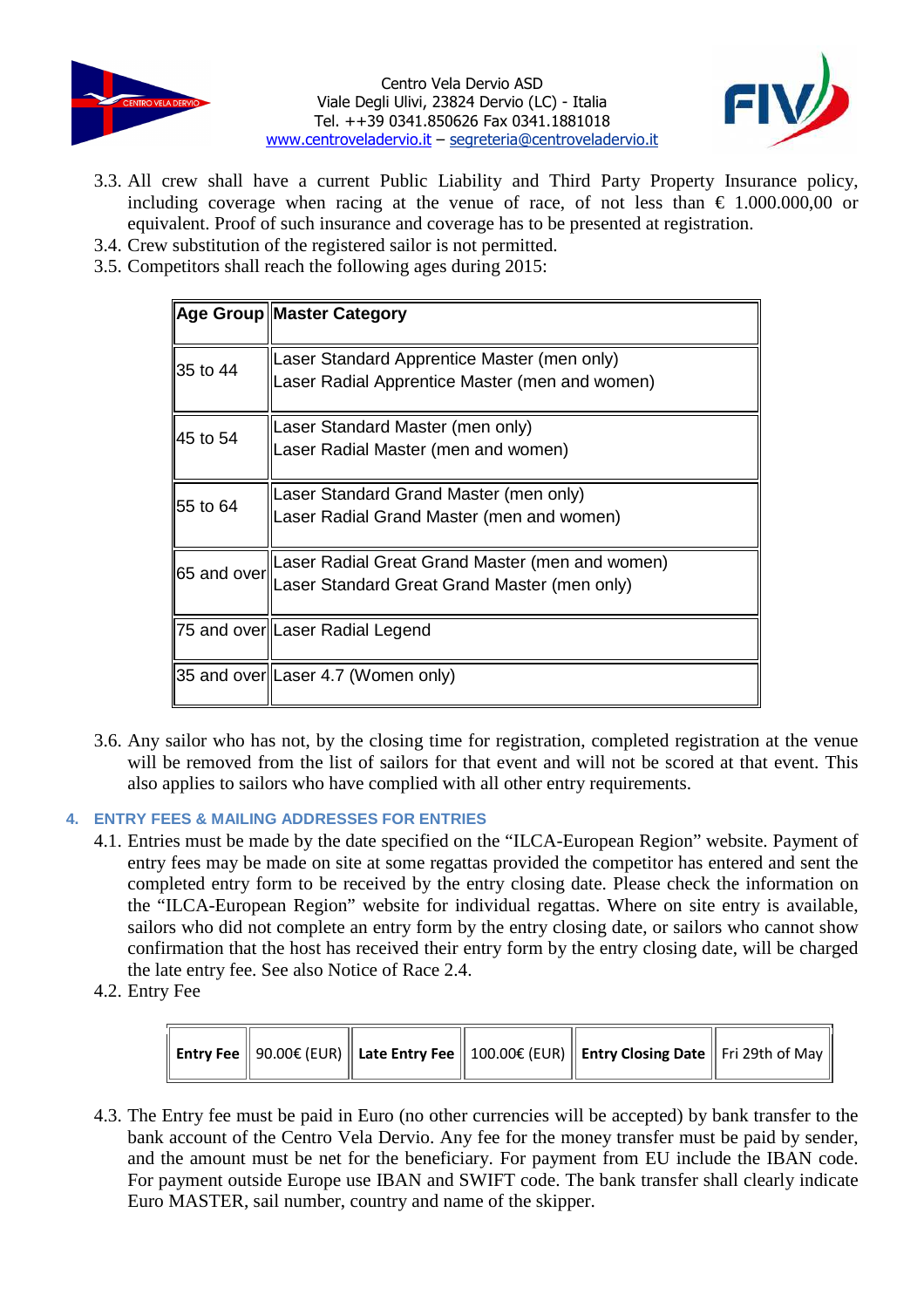3.3. All crew shall have a current Public Liability and Third Party Property Insurance policy, including coverage when racing at the venue of race, of not less than € 1.000.000,00 or equivalent. Proof of such insurance and coverage has to be presented at registration.

3.4. Crew substitution of the registered sailor is not permitted.

3.5. Competitors shall reach the following ages during 2015:

| Age Group | Master Category |
|---|---|
| 35 to 44 | Laser Standard Apprentice Master (men only)<br>Laser Radial Apprentice Master (men and women) |
| 45 to 54 | Laser Standard Master (men only)<br>Laser Radial Master (men and women) |
| 55 to 64 | Laser Standard Grand Master (men only)<br>Laser Radial Grand Master (men and women) |
| 65 and over | Laser Radial Great Grand Master (men and women)<br>Laser Standard Great Grand Master (men only) |
| 75 and over | Laser Radial Legend |
| 35 and over | Laser 4.7 (Women only) |

3.6. Any sailor who has not, by the closing time for registration, completed registration at the venue will be removed from the list of sailors for that event and will not be scored at that event. This also applies to sailors who have complied with all other entry requirements.

## 4. ENTRY FEES & MAILING ADDRESSES FOR ENTRIES

4.1. Entries must be made by the date specified on the "ILCA-European Region" website. Payment of entry fees may be made on site at some regattas provided the competitor has entered and sent the completed entry form to be received by the entry closing date. Please check the information on the "ILCA-European Region" website for individual regattas. Where on site entry is available, sailors who did not complete an entry form by the entry closing date, or sailors who cannot show confirmation that the host has received their entry form by the entry closing date, will be charged the late entry fee. See also Notice of Race 2.4.

4.2. Entry Fee

| **Entry Fee** | 90.00€ (EUR) | **Late Entry Fee** | 100.00€ (EUR) | **Entry Closing Date** | Fri 29th of May |
|---|---|---|---|---|---|

4.3. The Entry fee must be paid in Euro (no other currencies will be accepted) by bank transfer to the bank account of the Centro Vela Dervio. Any fee for the money transfer must be paid by sender, and the amount must be net for the beneficiary. For payment from EU include the IBAN code. For payment outside Europe use IBAN and SWIFT code. The bank transfer shall clearly indicate Euro MASTER, sail number, country and name of the skipper.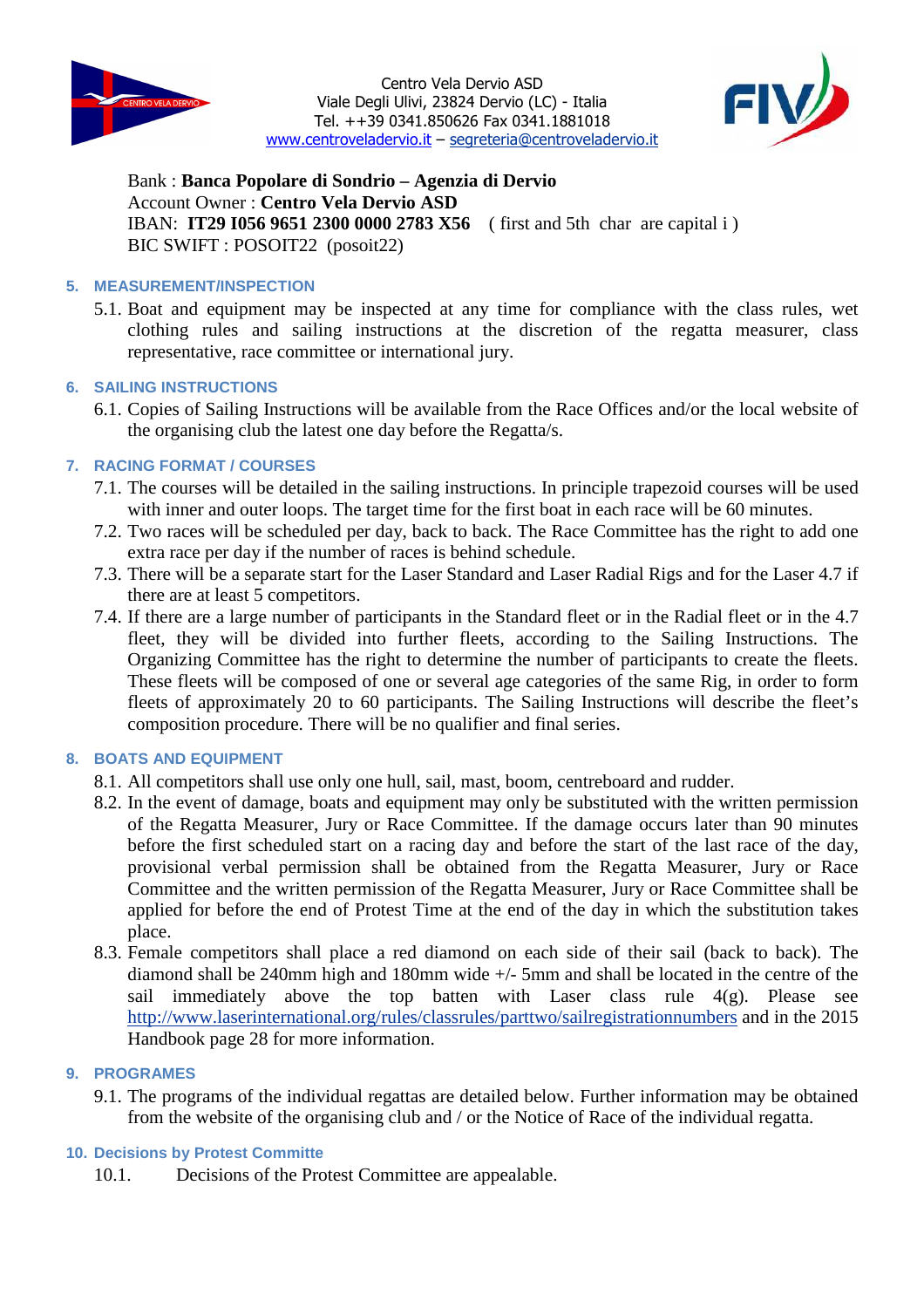Centro Vela Dervio ASD
Viale Degli Ulivi, 23824 Dervio (LC) - Italia
Tel. ++39 0341.850626 Fax 0341.1881018
www.centroveladervio.it – segreteria@centroveladervio.it

Bank : **Banca Popolare di Sondrio – Agenzia di Dervio**
Account Owner : **Centro Vela Dervio ASD**
IBAN: **IT29 I056 9651 2300 0000 2783 X56** ( first and 5th char are capital i )
BIC SWIFT : POSOIT22 (posoit22)

## 5. MEASUREMENT/INSPECTION

5.1. Boat and equipment may be inspected at any time for compliance with the class rules, wet clothing rules and sailing instructions at the discretion of the regatta measurer, class representative, race committee or international jury.

## 6. SAILING INSTRUCTIONS

6.1. Copies of Sailing Instructions will be available from the Race Offices and/or the local website of the organising club the latest one day before the Regatta/s.

## 7. RACING FORMAT / COURSES

7.1. The courses will be detailed in the sailing instructions. In principle trapezoid courses will be used with inner and outer loops. The target time for the first boat in each race will be 60 minutes.

7.2. Two races will be scheduled per day, back to back. The Race Committee has the right to add one extra race per day if the number of races is behind schedule.

7.3. There will be a separate start for the Laser Standard and Laser Radial Rigs and for the Laser 4.7 if there are at least 5 competitors.

7.4. If there are a large number of participants in the Standard fleet or in the Radial fleet or in the 4.7 fleet, they will be divided into further fleets, according to the Sailing Instructions. The Organizing Committee has the right to determine the number of participants to create the fleets. These fleets will be composed of one or several age categories of the same Rig, in order to form fleets of approximately 20 to 60 participants. The Sailing Instructions will describe the fleet's composition procedure. There will be no qualifier and final series.

## 8. BOATS AND EQUIPMENT

8.1. All competitors shall use only one hull, sail, mast, boom, centreboard and rudder.

8.2. In the event of damage, boats and equipment may only be substituted with the written permission of the Regatta Measurer, Jury or Race Committee. If the damage occurs later than 90 minutes before the first scheduled start on a racing day and before the start of the last race of the day, provisional verbal permission shall be obtained from the Regatta Measurer, Jury or Race Committee and the written permission of the Regatta Measurer, Jury or Race Committee shall be applied for before the end of Protest Time at the end of the day in which the substitution takes place.

8.3. Female competitors shall place a red diamond on each side of their sail (back to back). The diamond shall be 240mm high and 180mm wide +/- 5mm and shall be located in the centre of the sail immediately above the top batten with Laser class rule 4(g). Please see http://www.laserinternational.org/rules/classrules/parttwo/sailregistrationnumbers and in the 2015 Handbook page 28 for more information.

## 9. PROGRAMES

9.1. The programs of the individual regattas are detailed below. Further information may be obtained from the website of the organising club and / or the Notice of Race of the individual regatta.

## 10. Decisions by Protest Committe

10.1. Decisions of the Protest Committee are appealable.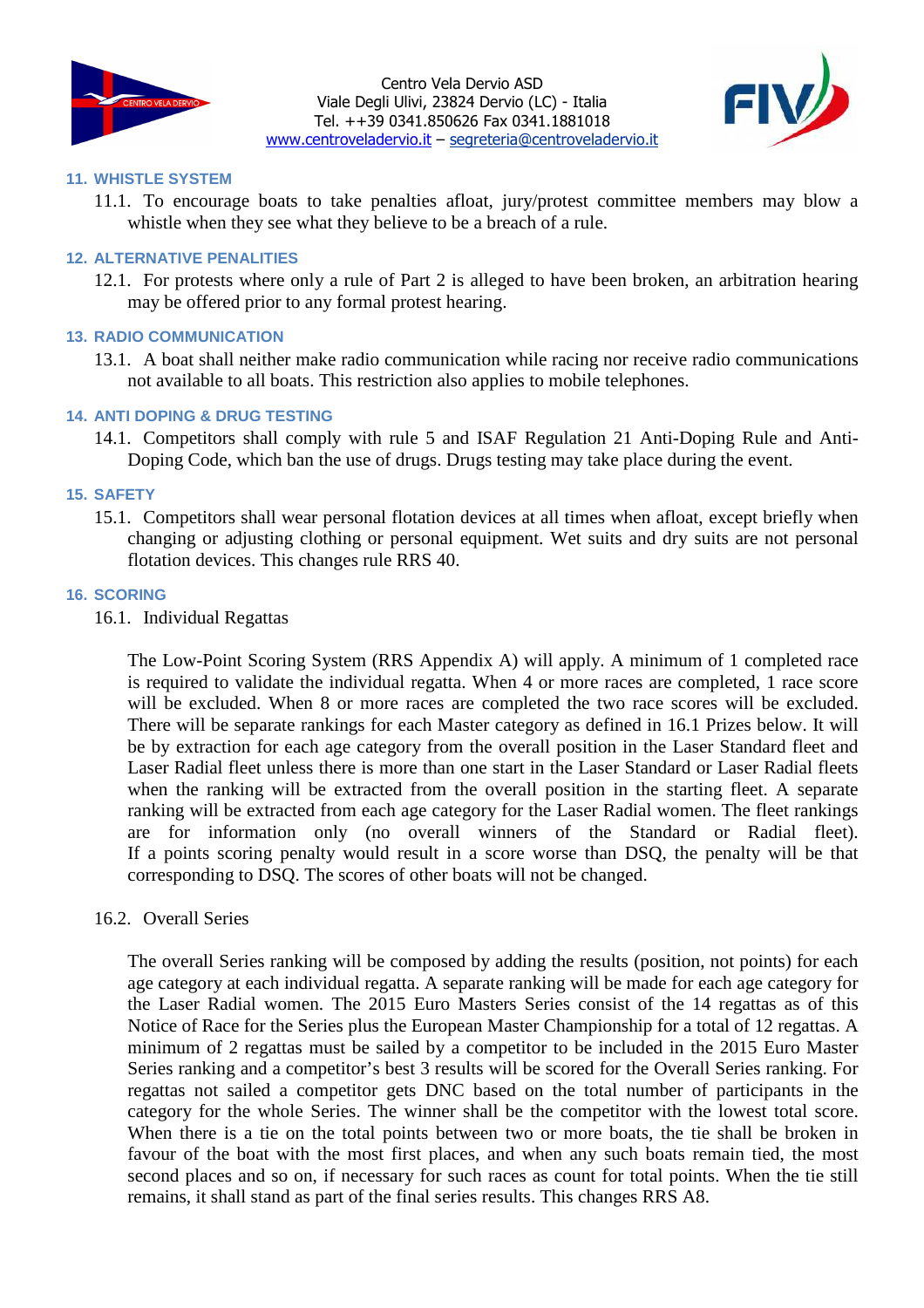## 11. WHISTLE SYSTEM

11.1. To encourage boats to take penalties afloat, jury/protest committee members may blow a whistle when they see what they believe to be a breach of a rule.

## 12. ALTERNATIVE PENALITIES

12.1. For protests where only a rule of Part 2 is alleged to have been broken, an arbitration hearing may be offered prior to any formal protest hearing.

## 13. RADIO COMMUNICATION

13.1. A boat shall neither make radio communication while racing nor receive radio communications not available to all boats. This restriction also applies to mobile telephones.

## 14. ANTI DOPING & DRUG TESTING

14.1. Competitors shall comply with rule 5 and ISAF Regulation 21 Anti-Doping Rule and Anti-Doping Code, which ban the use of drugs. Drugs testing may take place during the event.

## 15. SAFETY

15.1. Competitors shall wear personal flotation devices at all times when afloat, except briefly when changing or adjusting clothing or personal equipment. Wet suits and dry suits are not personal flotation devices. This changes rule RRS 40.

## 16. SCORING

16.1. Individual Regattas

The Low-Point Scoring System (RRS Appendix A) will apply. A minimum of 1 completed race is required to validate the individual regatta. When 4 or more races are completed, 1 race score will be excluded. When 8 or more races are completed the two race scores will be excluded. There will be separate rankings for each Master category as defined in 16.1 Prizes below. It will be by extraction for each age category from the overall position in the Laser Standard fleet and Laser Radial fleet unless there is more than one start in the Laser Standard or Laser Radial fleets when the ranking will be extracted from the overall position in the starting fleet. A separate ranking will be extracted from each age category for the Laser Radial women. The fleet rankings are for information only (no overall winners of the Standard or Radial fleet). If a points scoring penalty would result in a score worse than DSQ, the penalty will be that corresponding to DSQ. The scores of other boats will not be changed.

16.2. Overall Series

The overall Series ranking will be composed by adding the results (position, not points) for each age category at each individual regatta. A separate ranking will be made for each age category for the Laser Radial women. The 2015 Euro Masters Series consist of the 14 regattas as of this Notice of Race for the Series plus the European Master Championship for a total of 12 regattas. A minimum of 2 regattas must be sailed by a competitor to be included in the 2015 Euro Master Series ranking and a competitor's best 3 results will be scored for the Overall Series ranking. For regattas not sailed a competitor gets DNC based on the total number of participants in the category for the whole Series. The winner shall be the competitor with the lowest total score. When there is a tie on the total points between two or more boats, the tie shall be broken in favour of the boat with the most first places, and when any such boats remain tied, the most second places and so on, if necessary for such races as count for total points. When the tie still remains, it shall stand as part of the final series results. This changes RRS A8.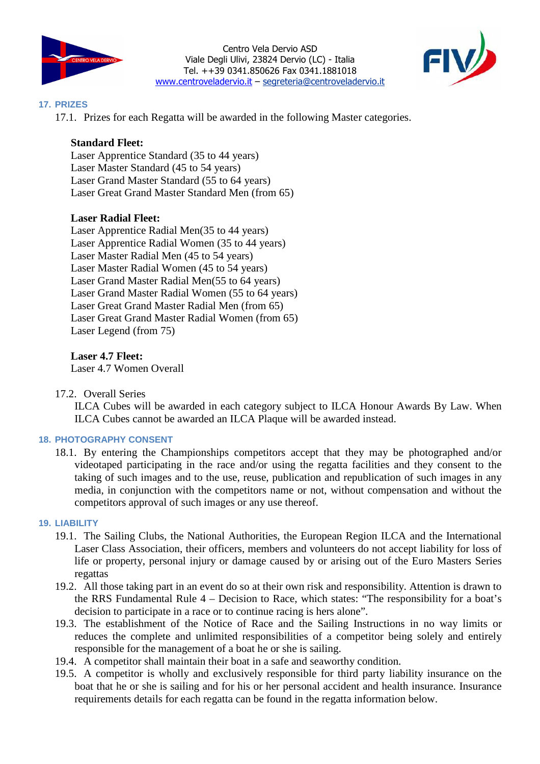## 17. PRIZES

17.1. Prizes for each Regatta will be awarded in the following Master categories.

**Standard Fleet:**
Laser Apprentice Standard (35 to 44 years)
Laser Master Standard (45 to 54 years)
Laser Grand Master Standard (55 to 64 years)
Laser Great Grand Master Standard Men (from 65)

**Laser Radial Fleet:**
Laser Apprentice Radial Men(35 to 44 years)
Laser Apprentice Radial Women (35 to 44 years)
Laser Master Radial Men (45 to 54 years)
Laser Master Radial Women (45 to 54 years)
Laser Grand Master Radial Men(55 to 64 years)
Laser Grand Master Radial Women (55 to 64 years)
Laser Great Grand Master Radial Men (from 65)
Laser Great Grand Master Radial Women (from 65)
Laser Legend (from 75)

**Laser 4.7 Fleet:**
Laser 4.7 Women Overall

17.2. Overall Series
ILCA Cubes will be awarded in each category subject to ILCA Honour Awards By Law. When ILCA Cubes cannot be awarded an ILCA Plaque will be awarded instead.

## 18. PHOTOGRAPHY CONSENT

18.1. By entering the Championships competitors accept that they may be photographed and/or videotaped participating in the race and/or using the regatta facilities and they consent to the taking of such images and to the use, reuse, publication and republication of such images in any media, in conjunction with the competitors name or not, without compensation and without the competitors approval of such images or any use thereof.

## 19. LIABILITY

19.1. The Sailing Clubs, the National Authorities, the European Region ILCA and the International Laser Class Association, their officers, members and volunteers do not accept liability for loss of life or property, personal injury or damage caused by or arising out of the Euro Masters Series regattas

19.2. All those taking part in an event do so at their own risk and responsibility. Attention is drawn to the RRS Fundamental Rule 4 – Decision to Race, which states: "The responsibility for a boat's decision to participate in a race or to continue racing is hers alone".

19.3. The establishment of the Notice of Race and the Sailing Instructions in no way limits or reduces the complete and unlimited responsibilities of a competitor being solely and entirely responsible for the management of a boat he or she is sailing.

19.4. A competitor shall maintain their boat in a safe and seaworthy condition.

19.5. A competitor is wholly and exclusively responsible for third party liability insurance on the boat that he or she is sailing and for his or her personal accident and health insurance. Insurance requirements details for each regatta can be found in the regatta information below.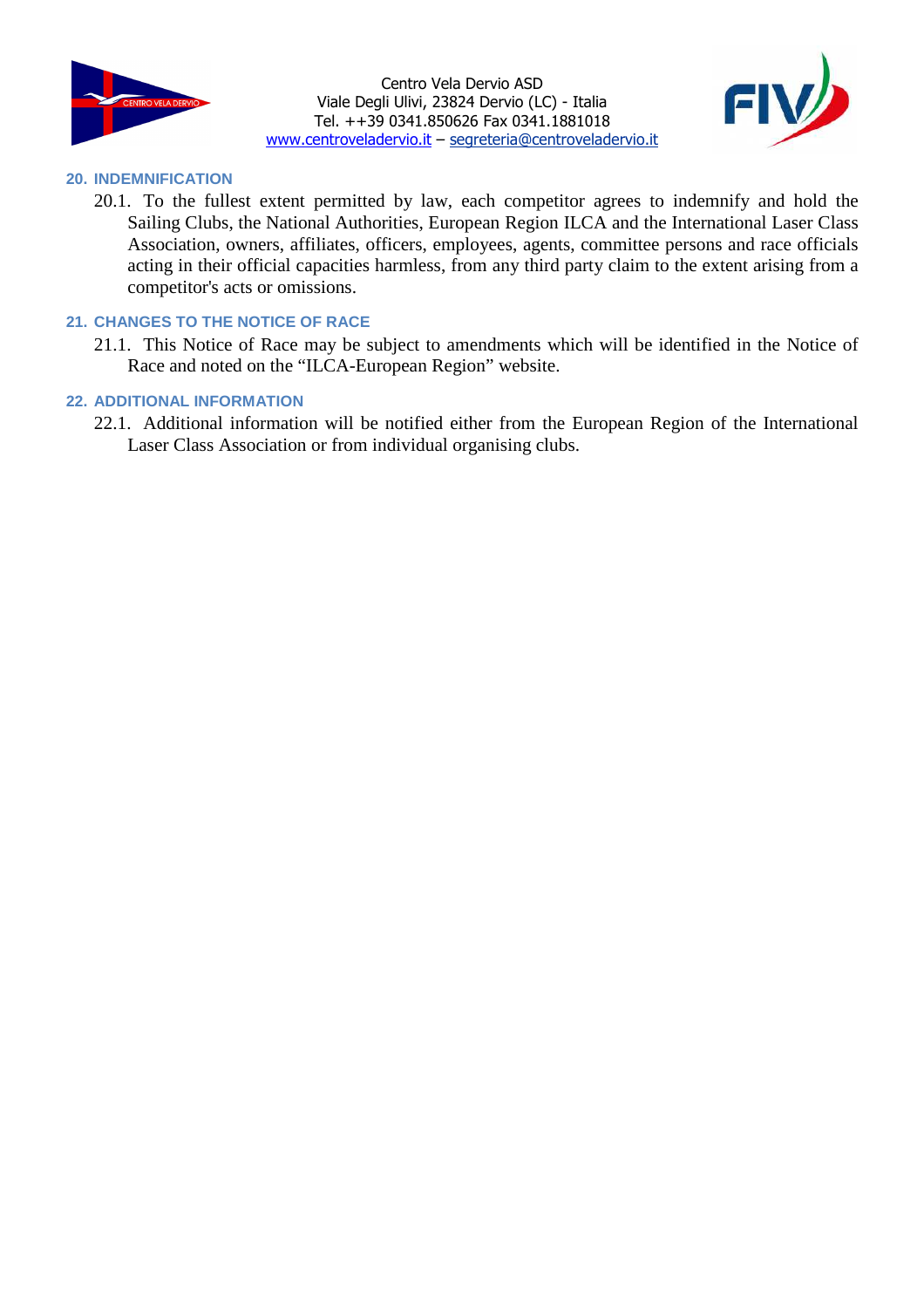## 20. INDEMNIFICATION

20.1. To the fullest extent permitted by law, each competitor agrees to indemnify and hold the Sailing Clubs, the National Authorities, European Region ILCA and the International Laser Class Association, owners, affiliates, officers, employees, agents, committee persons and race officials acting in their official capacities harmless, from any third party claim to the extent arising from a competitor's acts or omissions.

## 21. CHANGES TO THE NOTICE OF RACE

21.1. This Notice of Race may be subject to amendments which will be identified in the Notice of Race and noted on the "ILCA-European Region" website.

## 22. ADDITIONAL INFORMATION

22.1. Additional information will be notified either from the European Region of the International Laser Class Association or from individual organising clubs.